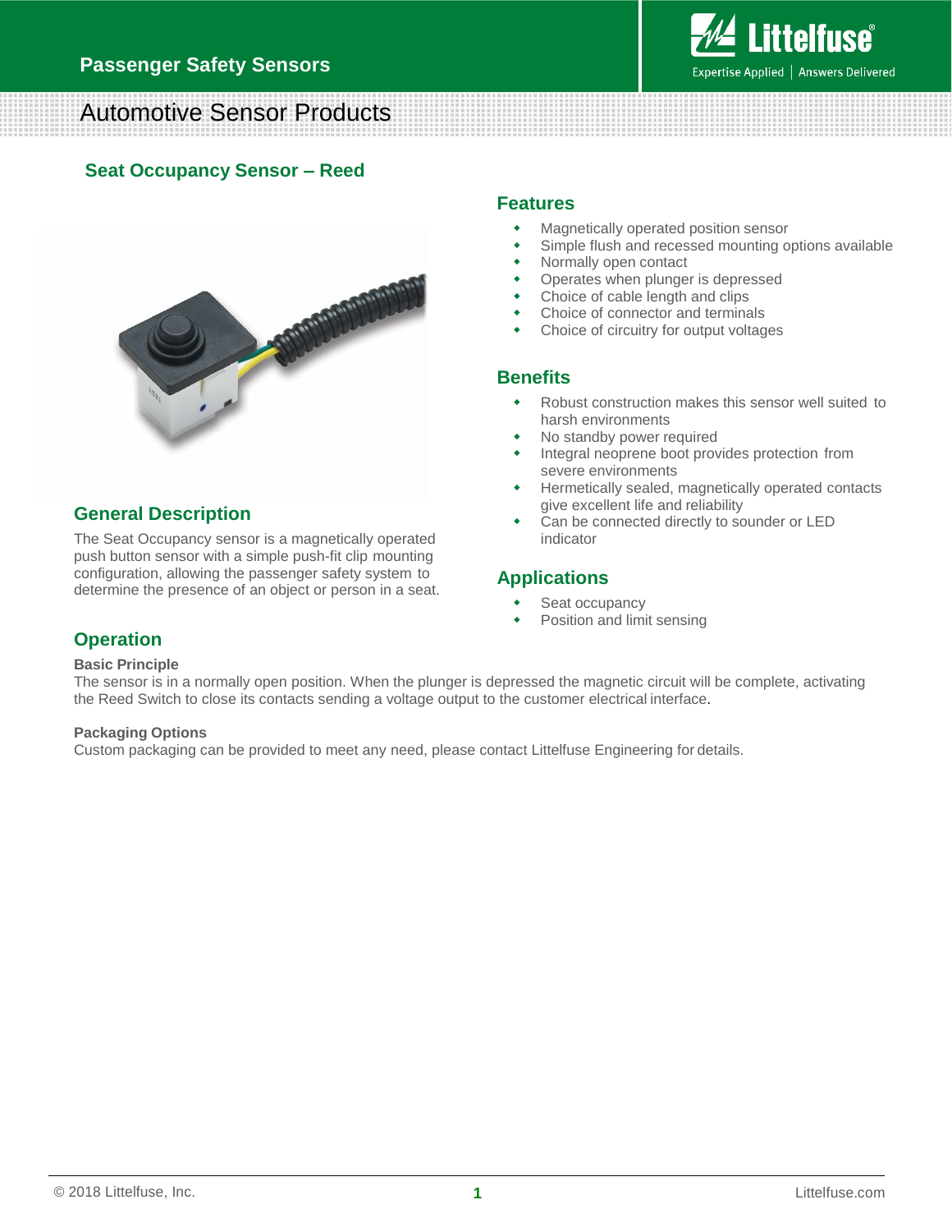Passenger Safety Sensors

# Automotive Sensor Products

## Seat Occupancy Sensor – Reed

## General Description

The Seat Occupancy sensor is a magnetically operated push button sensor with a simple push-fit clip mounting configuration, allowing the passenger safety system to determine the presence of an object or person in a seat.

## Features

- Magnetically operated position sensor
- Simple flush and recessed mounting options available
- Normally open contact
- Operates when plunger is depressed
- Choice of cable length and clips
- Choice of connector and terminals
- Choice of circuitry for output voltages

## Benefits

- Robust construction makes this sensor well suited to harsh environments
- No standby power required
- Integral neoprene boot provides protection from severe environments
- Hermetically sealed, magnetically operated contacts give excellent life and reliability
- Can be connected directly to sounder or LED indicator

## Applications

- Seat occupancy
- Position and limit sensing

## Operation

**Basic Principle**

The sensor is in a normally open position. When the plunger is depressed the magnetic circuit will be complete, activating the Reed Switch to close its contacts sending a voltage output to the customer electrical interface.

**Packaging Options**

Custom packaging can be provided to meet any need, please contact Littelfuse Engineering for details.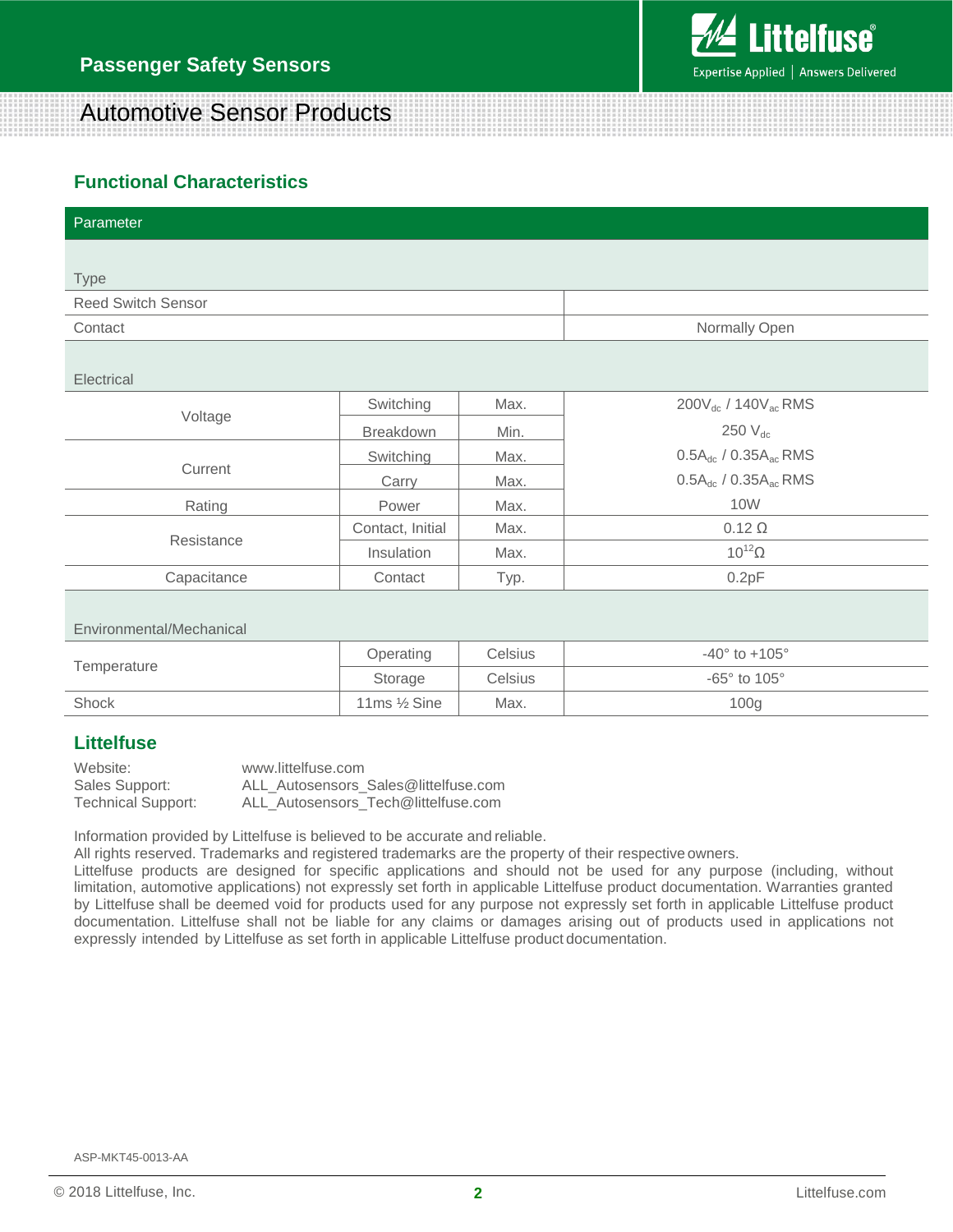## Functional Characteristics

| Parameter | | | |
|---|---|---|---|
| **Type** | | | |
| Reed Switch Sensor | | | |
| Contact | | | Normally Open |
| **Electrical** | | | |
| Voltage | Switching | Max. | $200V_{dc}$ / $140V_{ac}$ RMS |
| | Breakdown | Min. | 250 $V_{dc}$ |
| Current | Switching | Max. | $0.5A_{dc}$ / $0.35A_{ac}$ RMS |
| | Carry | Max. | $0.5A_{dc}$ / $0.35A_{ac}$ RMS |
| Rating | Power | Max. | 10W |
| Resistance | Contact, Initial | Max. | 0.12 Ω |
| | Insulation | Max. | $10^{12}$Ω |
| Capacitance | Contact | Typ. | 0.2pF |
| **Environmental/Mechanical** | | | |
| Temperature | Operating | Celsius | -40° to +105° |
| | Storage | Celsius | -65° to 105° |
| Shock | 11ms ½ Sine | Max. | 100g |

## Littelfuse

Website: www.littelfuse.com
Sales Support: ALL_Autosensors_Sales@littelfuse.com
Technical Support: ALL_Autosensors_Tech@littelfuse.com

Information provided by Littelfuse is believed to be accurate and reliable.
All rights reserved. Trademarks and registered trademarks are the property of their respective owners.
Littelfuse products are designed for specific applications and should not be used for any purpose (including, without limitation, automotive applications) not expressly set forth in applicable Littelfuse product documentation. Warranties granted by Littelfuse shall be deemed void for products used for any purpose not expressly set forth in applicable Littelfuse product documentation. Littelfuse shall not be liable for any claims or damages arising out of products used in applications not expressly intended by Littelfuse as set forth in applicable Littelfuse product documentation.

ASP-MKT45-0013-AA